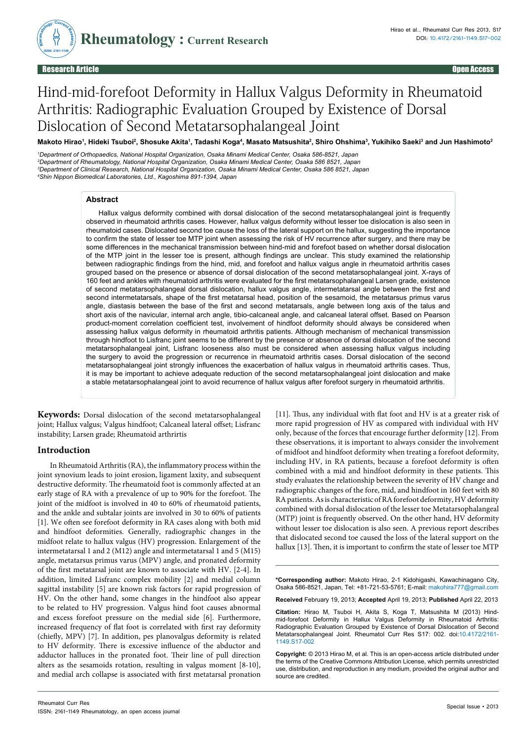Research Article | Open Access

# Hind-mid-forefoot Deformity in Hallux Valgus Deformity in Rheumatoid Arthritis: Radiographic Evaluation Grouped by Existence of Dorsal Dislocation of Second Metatarsophalangeal Joint

**Makoto Hirao[1], Hideki Tsuboi[2], Shosuke Akita[1], Tadashi Koga[4], Masato Matsushita[2], Shiro Ohshima[3], Yukihiko Saeki[3] and Jun Hashimoto[2]**

[1]*Department of Orthopaedics, National Hospital Organization, Osaka Minami Medical Center, Osaka 586-8521, Japan*
[2]*Department of Rheumatology, National Hospital Organization, Osaka Minami Medical Center, Osaka 586 8521, Japan*
[3]*Department of Clinical Research, National Hospital Organization, Osaka Minami Medical Center, Osaka 586 8521, Japan*
[4]*Shin Nippon Biomedical Laboratories, Ltd., Kagoshima 891-1394, Japan*

## Abstract

Hallux valgus deformity combined with dorsal dislocation of the second metatarsophalangeal joint is frequently observed in rheumatoid arthritis cases. However, hallux valgus deformity without lesser toe dislocation is also seen in rheumatoid cases. Dislocated second toe cause the loss of the lateral support on the hallux, suggesting the importance to confirm the state of lesser toe MTP joint when assessing the risk of HV recurrence after surgery, and there may be some differences in the mechanical transmission between hind-mid and forefoot based on whether dorsal dislocation of the MTP joint in the lesser toe is present, although findings are unclear. This study examined the relationship between radiographic findings from the hind, mid, and forefoot and hallux valgus angle in rheumatoid arthritis cases grouped based on the presence or absence of dorsal dislocation of the second metatarsophalangeal joint. X-rays of 160 feet and ankles with rheumatoid arthritis were evaluated for the first metatarsophalangeal Larsen grade, existence of second metatarsophalangeal dorsal dislocation, hallux valgus angle, intermetatarsal angle between the first and second intermetatarsals, shape of the first metatarsal head, position of the sesamoid, the metatarsus primus varus angle, diastasis between the base of the first and second metatarsals, angle between long axis of the talus and short axis of the navicular, internal arch angle, tibio-calcaneal angle, and calcaneal lateral offset. Based on Pearson product-moment correlation coefficient test, involvement of hindfoot deformity should always be considered when assessing hallux valgus deformity in rheumatoid arthritis patients. Although mechanism of mechanical transmission through hindfoot to Lisfranc joint seems to be different by the presence or absence of dorsal dislocation of the second metatarsophalangeal joint, Lisfranc looseness also must be considered when assessing hallux valgus including the surgery to avoid the progression or recurrence in rheumatoid arthritis cases. Dorsal dislocation of the second metatarsophalangeal joint strongly influences the exacerbation of hallux valgus in rheumatoid arthritis cases. Thus, it is may be important to achieve adequate reduction of the second metatarsophalangeal joint dislocation and make a stable metatarsophalangeal joint to avoid recurrence of hallux valgus after forefoot surgery in rheumatoid arthritis.

**Keywords:** Dorsal dislocation of the second metatarsophalangeal joint; Hallux valgus; Valgus hindfoot; Calcaneal lateral offset; Lisfranc instability; Larsen grade; Rheumatoid arthrirtis

## Introduction

In Rheumatoid Arthritis (RA), the inflammatory process within the joint synovium leads to joint erosion, ligament laxity, and subsequent destructive deformity. The rheumatoid foot is commonly affected at an early stage of RA with a prevalence of up to 90% for the forefoot. The joint of the midfoot is involved in 40 to 60% of rheumatoid patients, and the ankle and subtalar joints are involved in 30 to 60% of patients [1]. We often see forefoot deformity in RA cases along with both mid and hindfoot deformities. Generally, radiographic changes in the midfoot relate to hallux valgus (HV) progression. Enlargement of the intermetatarsal 1 and 2 (M12) angle and intermetatarsal 1 and 5 (M15) angle, metatarsus primus varus (MPV) angle, and pronated deformity of the first metatarsal joint are known to associate with HV. [2-4]. In addition, limited Lisfranc complex mobility [2] and medial column sagittal instability [5] are known risk factors for rapid progression of HV. On the other hand, some changes in the hindfoot also appear to be related to HV progression. Valgus hind foot causes abnormal and excess forefoot pressure on the medial side [6]. Furthermore, increased frequency of flat foot is correlated with first ray deformity (chiefly, MPV) [7]. In addition, pes planovalgus deformity is related to HV deformity. There is excessive influence of the abductor and adductor halluces in the pronated foot. Their line of pull direction alters as the sesamoids rotation, resulting in valgus moment [8-10], and medial arch collapse is associated with first metatarsal pronation [11]. Thus, any individual with flat foot and HV is at a greater risk of more rapid progression of HV as compared with individual with HV only, because of the forces that encourage further deformity [12]. From these observations, it is important to always consider the involvement of midfoot and hindfoot deformity when treating a forefoot deformity, including HV, in RA patients, because a forefoot deformity is often combined with a mid and hindfoot deformity in these patients. This study evaluates the relationship between the severity of HV change and radiographic changes of the fore, mid, and hindfoot in 160 feet with 80 RA patients. As is characteristic of RA forefoot deformity, HV deformity combined with dorsal dislocation of the lesser toe Metatarsophalangeal (MTP) joint is frequently observed. On the other hand, HV deformity without lesser toe dislocation is also seen. A previous report describes that dislocated second toe caused the loss of the lateral support on the hallux [13]. Then, it is important to confirm the state of lesser toe MTP

---

**\*Corresponding author:** Makoto Hirao, 2-1 Kidohigashi, Kawachinagano City, Osaka 586-8521, Japan, Tel: +81-721-53-5761; E-mail: makohira777@gmail.com

**Received** February 19, 2013; **Accepted** April 19, 2013; **Published** April 22, 2013

**Citation:** Hirao M, Tsuboi H, Akita S, Koga T, Matsushita M (2013) Hind-mid-forefoot Deformity in Hallux Valgus Deformity in Rheumatoid Arthritis: Radiographic Evaluation Grouped by Existence of Dorsal Dislocation of Second Metatarsophalangeal Joint. Rheumatol Curr Res S17: 002. doi:10.4172/2161-1149.S17-002

**Copyright:** © 2013 Hirao M, et al. This is an open-access article distributed under the terms of the Creative Commons Attribution License, which permits unrestricted use, distribution, and reproduction in any medium, provided the original author and source are credited.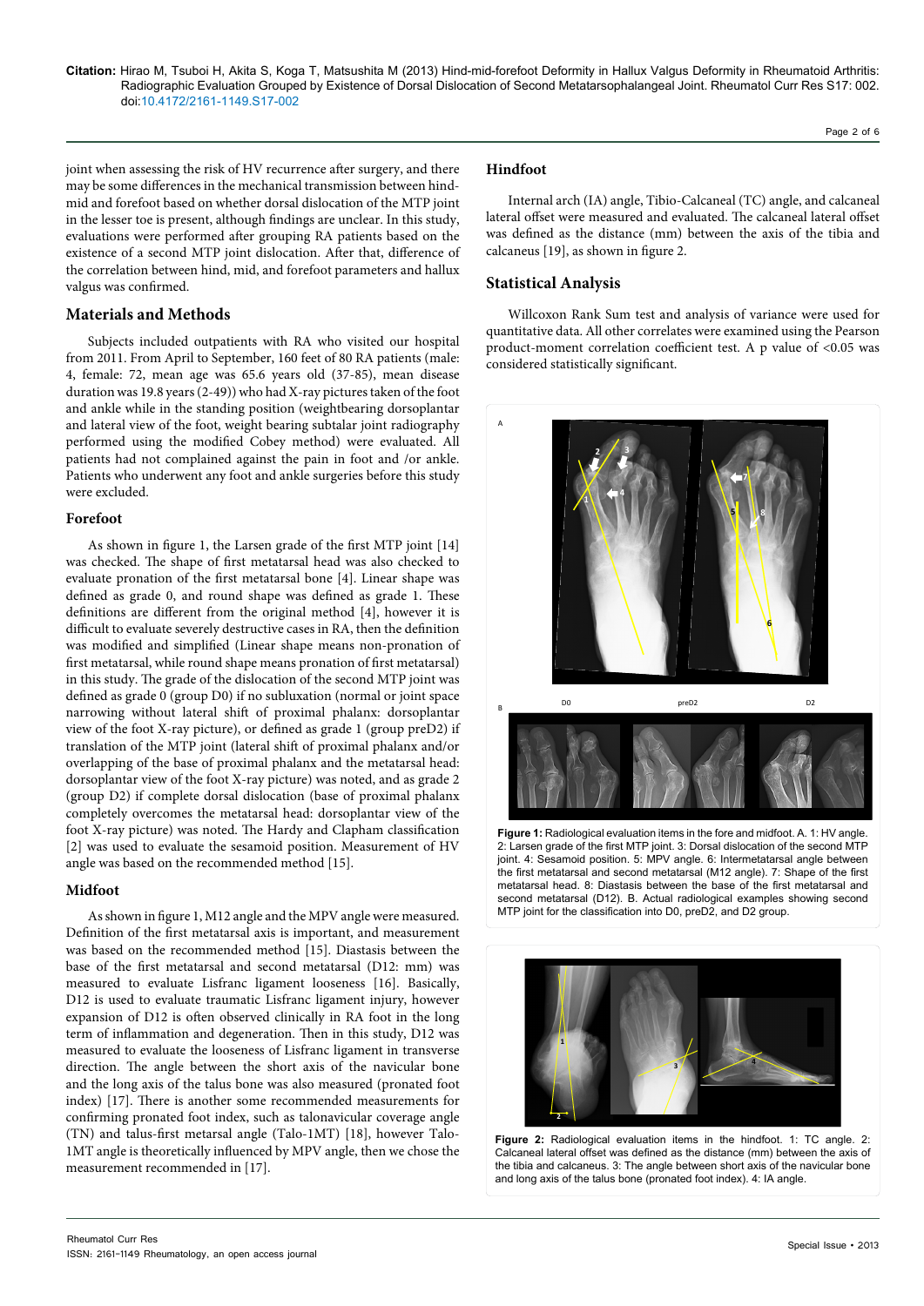joint when assessing the risk of HV recurrence after surgery, and there may be some differences in the mechanical transmission between hind-mid and forefoot based on whether dorsal dislocation of the MTP joint in the lesser toe is present, although findings are unclear. In this study, evaluations were performed after grouping RA patients based on the existence of a second MTP joint dislocation. After that, difference of the correlation between hind, mid, and forefoot parameters and hallux valgus was confirmed.

## Materials and Methods

Subjects included outpatients with RA who visited our hospital from 2011. From April to September, 160 feet of 80 RA patients (male: 4, female: 72, mean age was 65.6 years old (37-85), mean disease duration was 19.8 years (2-49)) who had X-ray pictures taken of the foot and ankle while in the standing position (weightbearing dorsoplantar and lateral view of the foot, weight bearing subtalar joint radiography performed using the modified Cobey method) were evaluated. All patients had not complained against the pain in foot and /or ankle. Patients who underwent any foot and ankle surgeries before this study were excluded.

### Forefoot

As shown in figure 1, the Larsen grade of the first MTP joint [14] was checked. The shape of first metatarsal head was also checked to evaluate pronation of the first metatarsal bone [4]. Linear shape was defined as grade 0, and round shape was defined as grade 1. These definitions are different from the original method [4], however it is difficult to evaluate severely destructive cases in RA, then the definition was modified and simplified (Linear shape means non-pronation of first metatarsal, while round shape means pronation of first metatarsal) in this study. The grade of the dislocation of the second MTP joint was defined as grade 0 (group D0) if no subluxation (normal or joint space narrowing without lateral shift of proximal phalanx: dorsoplantar view of the foot X-ray picture), or defined as grade 1 (group preD2) if translation of the MTP joint (lateral shift of proximal phalanx and/or overlapping of the base of proximal phalanx and the metatarsal head: dorsoplantar view of the foot X-ray picture) was noted, and as grade 2 (group D2) if complete dorsal dislocation (base of proximal phalanx completely overcomes the metatarsal head: dorsoplantar view of the foot X-ray picture) was noted. The Hardy and Clapham classification [2] was used to evaluate the sesamoid position. Measurement of HV angle was based on the recommended method [15].

### Midfoot

As shown in figure 1, M12 angle and the MPV angle were measured. Definition of the first metatarsal axis is important, and measurement was based on the recommended method [15]. Diastasis between the base of the first metatarsal and second metatarsal (D12: mm) was measured to evaluate Lisfranc ligament looseness [16]. Basically, D12 is used to evaluate traumatic Lisfranc ligament injury, however expansion of D12 is often observed clinically in RA foot in the long term of inflammation and degeneration. Then in this study, D12 was measured to evaluate the looseness of Lisfranc ligament in transverse direction. The angle between the short axis of the navicular bone and the long axis of the talus bone was also measured (pronated foot index) [17]. There is another some recommended measurements for confirming pronated foot index, such as talonavicular coverage angle (TN) and talus-first metarsal angle (Talo-1MT) [18], however Talo-1MT angle is theoretically influenced by MPV angle, then we chose the measurement recommended in [17].

### Hindfoot

Internal arch (IA) angle, Tibio-Calcaneal (TC) angle, and calcaneal lateral offset were measured and evaluated. The calcaneal lateral offset was defined as the distance (mm) between the axis of the tibia and calcaneus [19], as shown in figure 2.

## Statistical Analysis

Willcoxon Rank Sum test and analysis of variance were used for quantitative data. All other correlates were examined using the Pearson product-moment correlation coefficient test. A p value of <0.05 was considered statistically significant.

**Figure 1:** Radiological evaluation items in the fore and midfoot. A. 1: HV angle. 2: Larsen grade of the first MTP joint. 3: Dorsal dislocation of the second MTP joint. 4: Sesamoid position. 5: MPV angle. 6: Intermetatarsal angle between the first metatarsal and second metatarsal (M12 angle). 7: Shape of the first metatarsal head. 8: Diastasis between the base of the first metatarsal and second metatarsal (D12). B. Actual radiological examples showing second MTP joint for the classification into D0, preD2, and D2 group.

**Figure 2:** Radiological evaluation items in the hindfoot. 1: TC angle. 2: Calcaneal lateral offset was defined as the distance (mm) between the axis of the tibia and calcaneus. 3: The angle between short axis of the navicular bone and long axis of the talus bone (pronated foot index). 4: IA angle.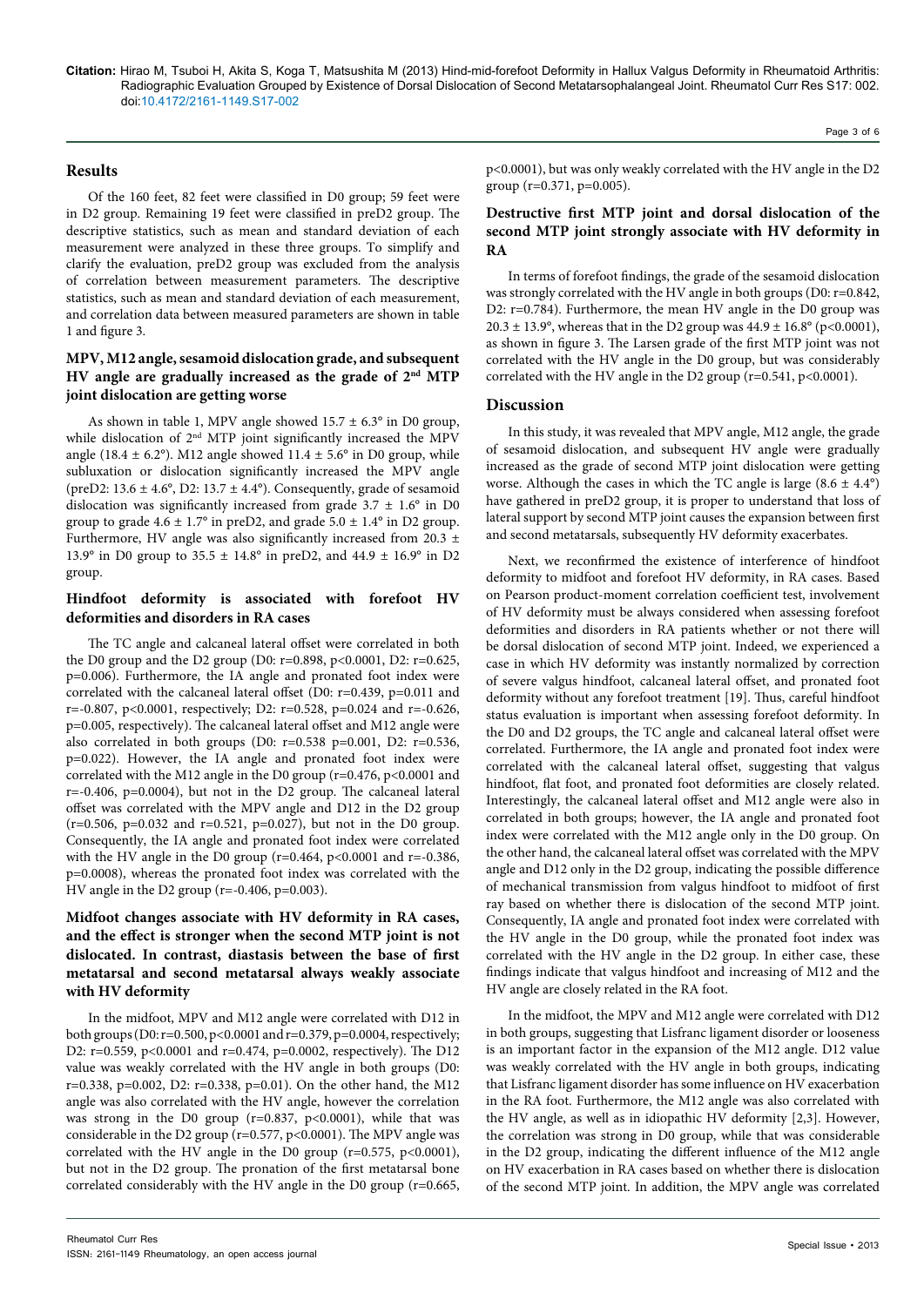## Results

Of the 160 feet, 82 feet were classified in D0 group; 59 feet were in D2 group. Remaining 19 feet were classified in preD2 group. The descriptive statistics, such as mean and standard deviation of each measurement were analyzed in these three groups. To simplify and clarify the evaluation, preD2 group was excluded from the analysis of correlation between measurement parameters. The descriptive statistics, such as mean and standard deviation of each measurement, and correlation data between measured parameters are shown in table 1 and figure 3.

### MPV, M12 angle, sesamoid dislocation grade, and subsequent HV angle are gradually increased as the grade of 2nd MTP joint dislocation are getting worse

As shown in table 1, MPV angle showed 15.7 ± 6.3° in D0 group, while dislocation of 2nd MTP joint significantly increased the MPV angle (18.4 ± 6.2°). M12 angle showed 11.4 ± 5.6° in D0 group, while subluxation or dislocation significantly increased the MPV angle (preD2: 13.6 ± 4.6°, D2: 13.7 ± 4.4°). Consequently, grade of sesamoid dislocation was significantly increased from grade 3.7 ± 1.6° in D0 group to grade 4.6 ± 1.7° in preD2, and grade 5.0 ± 1.4° in D2 group. Furthermore, HV angle was also significantly increased from 20.3 ± 13.9° in D0 group to 35.5 ± 14.8° in preD2, and 44.9 ± 16.9° in D2 group.

### Hindfoot deformity is associated with forefoot HV deformities and disorders in RA cases

The TC angle and calcaneal lateral offset were correlated in both the D0 group and the D2 group (D0: r=0.898, p<0.0001, D2: r=0.625, p=0.006). Furthermore, the IA angle and pronated foot index were correlated with the calcaneal lateral offset (D0: r=0.439, p=0.011 and r=-0.807, p<0.0001, respectively; D2: r=0.528, p=0.024 and r=-0.626, p=0.005, respectively). The calcaneal lateral offset and M12 angle were also correlated in both groups (D0: r=0.538 p=0.001, D2: r=0.536, p=0.022). However, the IA angle and pronated foot index were correlated with the M12 angle in the D0 group (r=0.476, p<0.0001 and r=-0.406, p=0.0004), but not in the D2 group. The calcaneal lateral offset was correlated with the MPV angle and D12 in the D2 group (r=0.506, p=0.032 and r=0.521, p=0.027), but not in the D0 group. Consequently, the IA angle and pronated foot index were correlated with the HV angle in the D0 group (r=0.464, p<0.0001 and r=-0.386, p=0.0008), whereas the pronated foot index was correlated with the HV angle in the D2 group (r=-0.406, p=0.003).

### Midfoot changes associate with HV deformity in RA cases, and the effect is stronger when the second MTP joint is not dislocated. In contrast, diastasis between the base of first metatarsal and second metatarsal always weakly associate with HV deformity

In the midfoot, MPV and M12 angle were correlated with D12 in both groups (D0: r=0.500, p<0.0001 and r=0.379, p=0.0004, respectively; D2: r=0.559, p<0.0001 and r=0.474, p=0.0002, respectively). The D12 value was weakly correlated with the HV angle in both groups (D0: r=0.338, p=0.002, D2: r=0.338, p=0.01). On the other hand, the M12 angle was also correlated with the HV angle, however the correlation was strong in the D0 group (r=0.837, p<0.0001), while that was considerable in the D2 group (r=0.577, p<0.0001). The MPV angle was correlated with the HV angle in the D0 group (r=0.575, p<0.0001), but not in the D2 group. The pronation of the first metatarsal bone correlated considerably with the HV angle in the D0 group (r=0.665, p<0.0001), but was only weakly correlated with the HV angle in the D2 group (r=0.371, p=0.005).

### Destructive first MTP joint and dorsal dislocation of the second MTP joint strongly associate with HV deformity in RA

In terms of forefoot findings, the grade of the sesamoid dislocation was strongly correlated with the HV angle in both groups (D0: r=0.842, D2: r=0.784). Furthermore, the mean HV angle in the D0 group was 20.3 ± 13.9°, whereas that in the D2 group was 44.9 ± 16.8° (p<0.0001), as shown in figure 3. The Larsen grade of the first MTP joint was not correlated with the HV angle in the D0 group, but was considerably correlated with the HV angle in the D2 group (r=0.541, p<0.0001).

## Discussion

In this study, it was revealed that MPV angle, M12 angle, the grade of sesamoid dislocation, and subsequent HV angle were gradually increased as the grade of second MTP joint dislocation were getting worse. Although the cases in which the TC angle is large (8.6 ± 4.4°) have gathered in preD2 group, it is proper to understand that loss of lateral support by second MTP joint causes the expansion between first and second metatarsals, subsequently HV deformity exacerbates.

Next, we reconfirmed the existence of interference of hindfoot deformity to midfoot and forefoot HV deformity, in RA cases. Based on Pearson product-moment correlation coefficient test, involvement of HV deformity must be always considered when assessing forefoot deformities and disorders in RA patients whether or not there will be dorsal dislocation of second MTP joint. Indeed, we experienced a case in which HV deformity was instantly normalized by correction of severe valgus hindfoot, calcaneal lateral offset, and pronated foot deformity without any forefoot treatment [19]. Thus, careful hindfoot status evaluation is important when assessing forefoot deformity. In the D0 and D2 groups, the TC angle and calcaneal lateral offset were correlated. Furthermore, the IA angle and pronated foot index were correlated with the calcaneal lateral offset, suggesting that valgus hindfoot, flat foot, and pronated foot deformities are closely related. Interestingly, the calcaneal lateral offset and M12 angle were also in correlated in both groups; however, the IA angle and pronated foot index were correlated with the M12 angle only in the D0 group. On the other hand, the calcaneal lateral offset was correlated with the MPV angle and D12 only in the D2 group, indicating the possible difference of mechanical transmission from valgus hindfoot to midfoot of first ray based on whether there is dislocation of the second MTP joint. Consequently, IA angle and pronated foot index were correlated with the HV angle in the D0 group, while the pronated foot index was correlated with the HV angle in the D2 group. In either case, these findings indicate that valgus hindfoot and increasing of M12 and the HV angle are closely related in the RA foot.

In the midfoot, the MPV and M12 angle were correlated with D12 in both groups, suggesting that Lisfranc ligament disorder or looseness is an important factor in the expansion of the M12 angle. D12 value was weakly correlated with the HV angle in both groups, indicating that Lisfranc ligament disorder has some influence on HV exacerbation in the RA foot. Furthermore, the M12 angle was also correlated with the HV angle, as well as in idiopathic HV deformity [2,3]. However, the correlation was strong in D0 group, while that was considerable in the D2 group, indicating the different influence of the M12 angle on HV exacerbation in RA cases based on whether there is dislocation of the second MTP joint. In addition, the MPV angle was correlated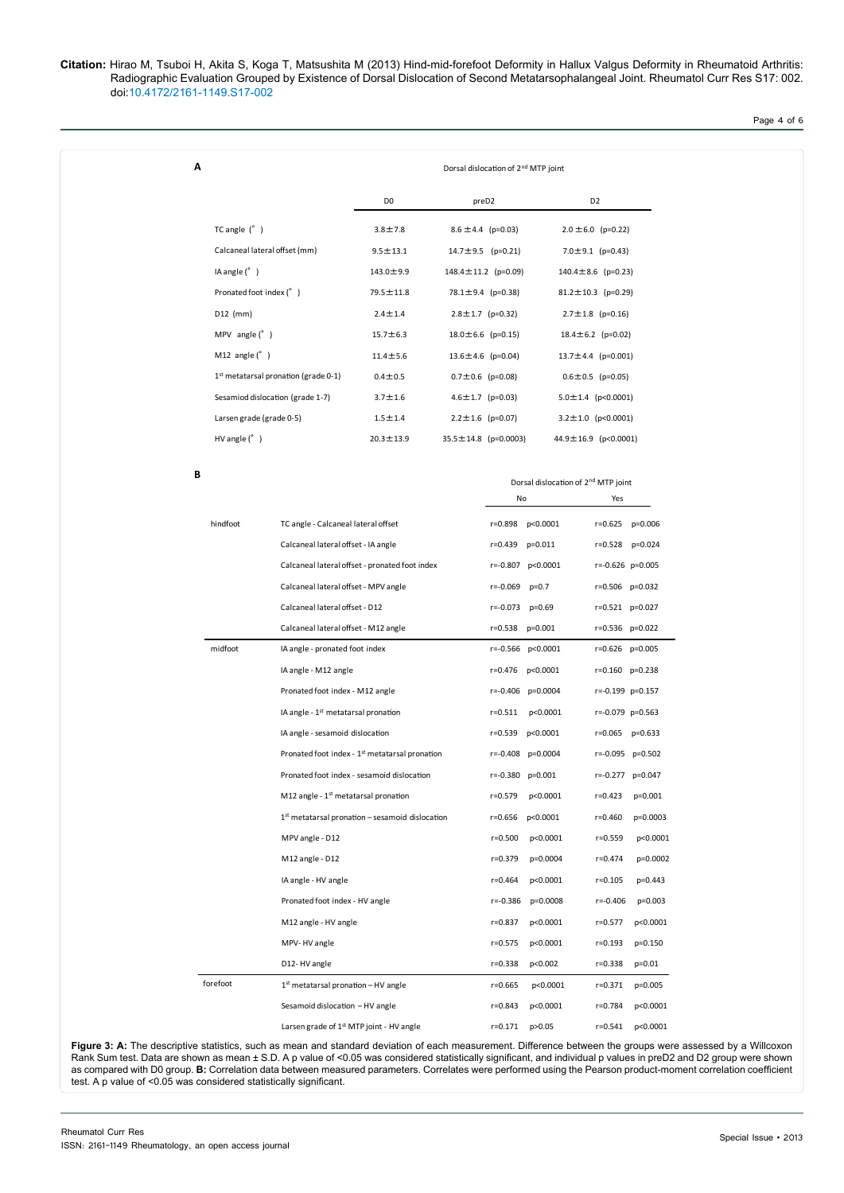**A**

| | D0 | preD2 | D2 |
|---|---|---|---|
| | | Dorsal dislocation of 2nd MTP joint | |
| TC angle (°) | 3.8±7.8 | 8.6 ±4.4 (p=0.03) | 2.0 ±6.0 (p=0.22) |
| Calcaneal lateral offset (mm) | 9.5±13.1 | 14.7±9.5 (p=0.21) | 7.0±9.1 (p=0.43) |
| IA angle (°) | 143.0±9.9 | 148.4±11.2 (p=0.09) | 140.4±8.6 (p=0.23) |
| Pronated foot index (°) | 79.5±11.8 | 78.1±9.4 (p=0.38) | 81.2±10.3 (p=0.29) |
| D12 (mm) | 2.4±1.4 | 2.8±1.7 (p=0.32) | 2.7±1.8 (p=0.16) |
| MPV angle (°) | 15.7±6.3 | 18.0±6.6 (p=0.15) | 18.4±6.2 (p=0.02) |
| M12 angle (°) | 11.4±5.6 | 13.6±4.6 (p=0.04) | 13.7±4.4 (p=0.001) |
| 1st metatarsal pronation (grade 0-1) | 0.4±0.5 | 0.7±0.6 (p=0.08) | 0.6±0.5 (p=0.05) |
| Sesamiod dislocation (grade 1-7) | 3.7±1.6 | 4.6±1.7 (p=0.03) | 5.0±1.4 (p<0.0001) |
| Larsen grade (grade 0-5) | 1.5±1.4 | 2.2±1.6 (p=0.07) | 3.2±1.0 (p<0.0001) |
| HV angle (°) | 20.3±13.9 | 35.5±14.8 (p=0.0003) | 44.9±16.9 (p<0.0001) |

**B**

| | | Dorsal dislocation of 2nd MTP joint | |
|---|---|---|---|
| | | No | Yes |
| hindfoot | TC angle - Calcaneal lateral offset | r=0.898 p<0.0001 | r=0.625 p=0.006 |
| | Calcaneal lateral offset - IA angle | r=0.439 p=0.011 | r=0.528 p=0.024 |
| | Calcaneal lateral offset - pronated foot index | r=-0.807 p<0.0001 | r=-0.626 p=0.005 |
| | Calcaneal lateral offset - MPV angle | r=-0.069 p=0.7 | r=0.506 p=0.032 |
| | Calcaneal lateral offset - D12 | r=-0.073 p=0.69 | r=0.521 p=0.027 |
| | Calcaneal lateral offset - M12 angle | r=0.538 p=0.001 | r=0.536 p=0.022 |
| midfoot | IA angle - pronated foot index | r=-0.566 p<0.0001 | r=0.626 p=0.005 |
| | IA angle - M12 angle | r=0.476 p<0.0001 | r=0.160 p=0.238 |
| | Pronated foot index - M12 angle | r=-0.406 p=0.0004 | r=-0.199 p=0.157 |
| | IA angle - 1st metatarsal pronation | r=0.511 p<0.0001 | r=-0.079 p=0.563 |
| | IA angle - sesamoid dislocation | r=0.539 p<0.0001 | r=0.065 p=0.633 |
| | Pronated foot index - 1st metatarsal pronation | r=-0.408 p=0.0004 | r=-0.095 p=0.502 |
| | Pronated foot index - sesamoid dislocation | r=-0.380 p=0.001 | r=-0.277 p=0.047 |
| | M12 angle - 1st metatarsal pronation | r=0.579 p<0.0001 | r=0.423 p=0.001 |
| | 1st metatarsal pronation – sesamoid dislocation | r=0.656 p<0.0001 | r=0.460 p=0.0003 |
| | MPV angle - D12 | r=0.500 p<0.0001 | r=0.559 p<0.0001 |
| | M12 angle - D12 | r=0.379 p=0.0004 | r=0.474 p=0.0002 |
| | IA angle - HV angle | r=0.464 p<0.0001 | r=0.105 p=0.443 |
| | Pronated foot index - HV angle | r=-0.386 p=0.0008 | r=-0.406 p=0.003 |
| | M12 angle - HV angle | r=0.837 p<0.0001 | r=0.577 p<0.0001 |
| | MPV- HV angle | r=0.575 p<0.0001 | r=0.193 p=0.150 |
| | D12- HV angle | r=0.338 p<0.002 | r=0.338 p=0.01 |
| forefoot | 1st metatarsal pronation – HV angle | r=0.665 p<0.0001 | r=0.371 p=0.005 |
| | Sesamoid dislocation – HV angle | r=0.843 p<0.0001 | r=0.784 p<0.0001 |
| | Larsen grade of 1st MTP joint - HV angle | r=0.171 p>0.05 | r=0.541 p<0.0001 |

**Figure 3: A:** The descriptive statistics, such as mean and standard deviation of each measurement. Difference between the groups were assessed by a Willcoxon Rank Sum test. Data are shown as mean ± S.D. A p value of <0.05 was considered statistically significant, and individual p values in preD2 and D2 group were shown as compared with D0 group. **B:** Correlation data between measured parameters. Correlates were performed using the Pearson product-moment correlation coefficient test. A p value of <0.05 was considered statistically significant.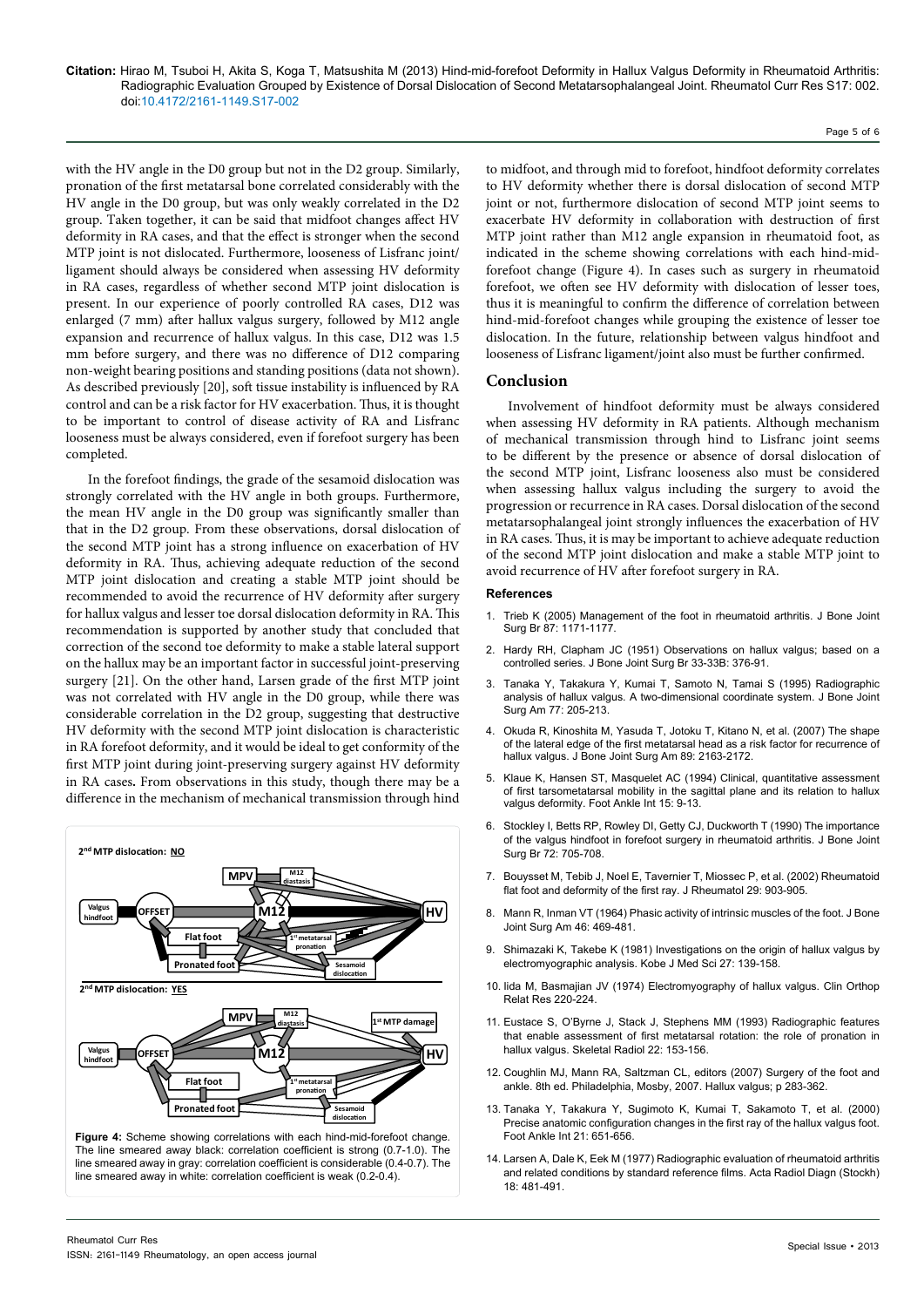with the HV angle in the D0 group but not in the D2 group. Similarly, pronation of the first metatarsal bone correlated considerably with the HV angle in the D0 group, but was only weakly correlated in the D2 group. Taken together, it can be said that midfoot changes affect HV deformity in RA cases, and that the effect is stronger when the second MTP joint is not dislocated. Furthermore, looseness of Lisfranc joint/ligament should always be considered when assessing HV deformity in RA cases, regardless of whether second MTP joint dislocation is present. In our experience of poorly controlled RA cases, D12 was enlarged (7 mm) after hallux valgus surgery, followed by M12 angle expansion and recurrence of hallux valgus. In this case, D12 was 1.5 mm before surgery, and there was no difference of D12 comparing non-weight bearing positions and standing positions (data not shown). As described previously [20], soft tissue instability is influenced by RA control and can be a risk factor for HV exacerbation. Thus, it is thought to be important to control of disease activity of RA and Lisfranc looseness must be always considered, even if forefoot surgery has been completed.

In the forefoot findings, the grade of the sesamoid dislocation was strongly correlated with the HV angle in both groups. Furthermore, the mean HV angle in the D0 group was significantly smaller than that in the D2 group. From these observations, dorsal dislocation of the second MTP joint has a strong influence on exacerbation of HV deformity in RA. Thus, achieving adequate reduction of the second MTP joint dislocation and creating a stable MTP joint should be recommended to avoid the recurrence of HV deformity after surgery for hallux valgus and lesser toe dorsal dislocation deformity in RA. This recommendation is supported by another study that concluded that correction of the second toe deformity to make a stable lateral support on the hallux may be an important factor in successful joint-preserving surgery [21]. On the other hand, Larsen grade of the first MTP joint was not correlated with HV angle in the D0 group, while there was considerable correlation in the D2 group, suggesting that destructive HV deformity with the second MTP joint dislocation is characteristic in RA forefoot deformity, and it would be ideal to get conformity of the first MTP joint during joint-preserving surgery against HV deformity in RA cases**.** From observations in this study, though there may be a difference in the mechanism of mechanical transmission through hind to midfoot, and through mid to forefoot, hindfoot deformity correlates to HV deformity whether there is dorsal dislocation of second MTP joint or not, furthermore dislocation of second MTP joint seems to exacerbate HV deformity in collaboration with destruction of first MTP joint rather than M12 angle expansion in rheumatoid foot, as indicated in the scheme showing correlations with each hind-mid-forefoot change (Figure 4). In cases such as surgery in rheumatoid forefoot, we often see HV deformity with dislocation of lesser toes, thus it is meaningful to confirm the difference of correlation between hind-mid-forefoot changes while grouping the existence of lesser toe dislocation. In the future, relationship between valgus hindfoot and looseness of Lisfranc ligament/joint also must be further confirmed.

**Figure 4:** Scheme showing correlations with each hind-mid-forefoot change. The line smeared away black: correlation coefficient is strong (0.7-1.0). The line smeared away in gray: correlation coefficient is considerable (0.4-0.7). The line smeared away in white: correlation coefficient is weak (0.2-0.4).

## Conclusion

Involvement of hindfoot deformity must be always considered when assessing HV deformity in RA patients. Although mechanism of mechanical transmission through hind to Lisfranc joint seems to be different by the presence or absence of dorsal dislocation of the second MTP joint, Lisfranc looseness also must be considered when assessing hallux valgus including the surgery to avoid the progression or recurrence in RA cases. Dorsal dislocation of the second metatarsophalangeal joint strongly influences the exacerbation of HV in RA cases. Thus, it is may be important to achieve adequate reduction of the second MTP joint dislocation and make a stable MTP joint to avoid recurrence of HV after forefoot surgery in RA.

### References

1. Trieb K (2005) Management of the foot in rheumatoid arthritis. J Bone Joint Surg Br 87: 1171-1177.
2. Hardy RH, Clapham JC (1951) Observations on hallux valgus; based on a controlled series. J Bone Joint Surg Br 33-33B: 376-91.
3. Tanaka Y, Takakura Y, Kumai T, Samoto N, Tamai S (1995) Radiographic analysis of hallux valgus. A two-dimensional coordinate system. J Bone Joint Surg Am 77: 205-213.
4. Okuda R, Kinoshita M, Yasuda T, Jotoku T, Kitano N, et al. (2007) The shape of the lateral edge of the first metatarsal head as a risk factor for recurrence of hallux valgus. J Bone Joint Surg Am 89: 2163-2172.
5. Klaue K, Hansen ST, Masquelet AC (1994) Clinical, quantitative assessment of first tarsometatarsal mobility in the sagittal plane and its relation to hallux valgus deformity. Foot Ankle Int 15: 9-13.
6. Stockley I, Betts RP, Rowley DI, Getty CJ, Duckworth T (1990) The importance of the valgus hindfoot in forefoot surgery in rheumatoid arthritis. J Bone Joint Surg Br 72: 705-708.
7. Bouysset M, Tebib J, Noel E, Tavernier T, Miossec P, et al. (2002) Rheumatoid flat foot and deformity of the first ray. J Rheumatol 29: 903-905.
8. Mann R, Inman VT (1964) Phasic activity of intrinsic muscles of the foot. J Bone Joint Surg Am 46: 469-481.
9. Shimazaki K, Takebe K (1981) Investigations on the origin of hallux valgus by electromyographic analysis. Kobe J Med Sci 27: 139-158.
10. Iida M, Basmajian JV (1974) Electromyography of hallux valgus. Clin Orthop Relat Res 220-224.
11. Eustace S, O'Byrne J, Stack J, Stephens MM (1993) Radiographic features that enable assessment of first metatarsal rotation: the role of pronation in hallux valgus. Skeletal Radiol 22: 153-156.
12. Coughlin MJ, Mann RA, Saltzman CL, editors (2007) Surgery of the foot and ankle. 8th ed. Philadelphia, Mosby, 2007. Hallux valgus; p 283-362.
13. Tanaka Y, Takakura Y, Sugimoto K, Kumai T, Sakamoto T, et al. (2000) Precise anatomic configuration changes in the first ray of the hallux valgus foot. Foot Ankle Int 21: 651-656.
14. Larsen A, Dale K, Eek M (1977) Radiographic evaluation of rheumatoid arthritis and related conditions by standard reference films. Acta Radiol Diagn (Stockh) 18: 481-491.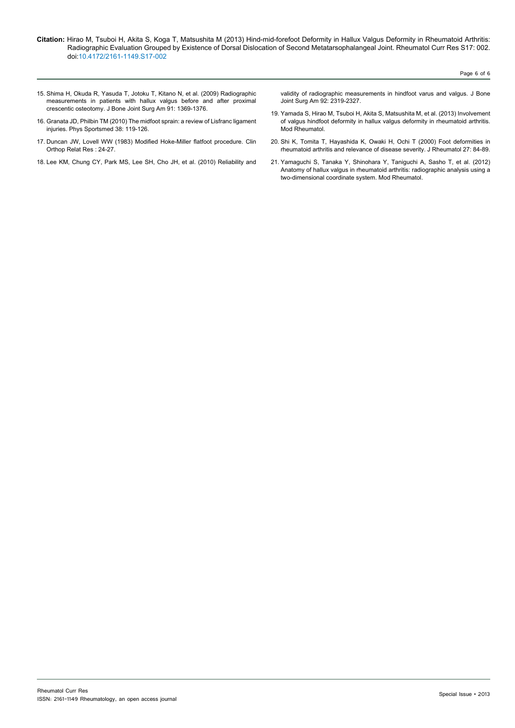15. Shima H, Okuda R, Yasuda T, Jotoku T, Kitano N, et al. (2009) Radiographic measurements in patients with hallux valgus before and after proximal crescentic osteotomy. J Bone Joint Surg Am 91: 1369-1376.

16. Granata JD, Philbin TM (2010) The midfoot sprain: a review of Lisfranc ligament injuries. Phys Sportsmed 38: 119-126.

17. Duncan JW, Lovell WW (1983) Modified Hoke-Miller flatfoot procedure. Clin Orthop Relat Res : 24-27.

18. Lee KM, Chung CY, Park MS, Lee SH, Cho JH, et al. (2010) Reliability and validity of radiographic measurements in hindfoot varus and valgus. J Bone Joint Surg Am 92: 2319-2327.

19. Yamada S, Hirao M, Tsuboi H, Akita S, Matsushita M, et al. (2013) Involvement of valgus hindfoot deformity in hallux valgus deformity in rheumatoid arthritis. Mod Rheumatol.

20. Shi K, Tomita T, Hayashida K, Owaki H, Ochi T (2000) Foot deformities in rheumatoid arthritis and relevance of disease severity. J Rheumatol 27: 84-89.

21. Yamaguchi S, Tanaka Y, Shinohara Y, Taniguchi A, Sasho T, et al. (2012) Anatomy of hallux valgus in rheumatoid arthritis: radiographic analysis using a two-dimensional coordinate system. Mod Rheumatol.